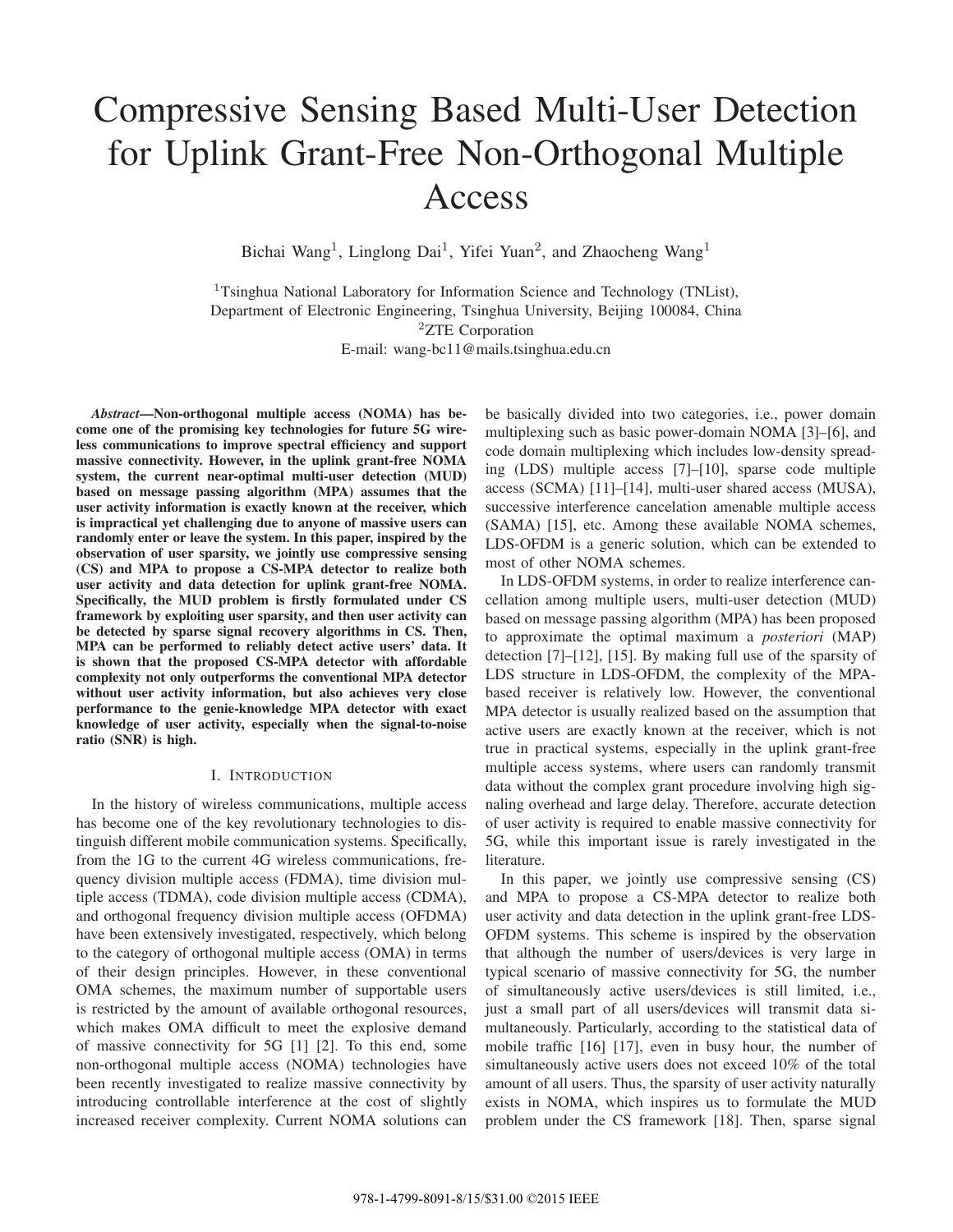# Compressive Sensing Based Multi-User Detection for Uplink Grant-Free Non-Orthogonal Multiple Access

Bichai Wang[1], Linglong Dai[1], Yifei Yuan[2], and Zhaocheng Wang[1]

[1]Tsinghua National Laboratory for Information Science and Technology (TNList),
Department of Electronic Engineering, Tsinghua University, Beijing 100084, China
[2]ZTE Corporation
E-mail: wang-bc11@mails.tsinghua.edu.cn

***Abstract*—Non-orthogonal multiple access (NOMA) has become one of the promising key technologies for future 5G wireless communications to improve spectral efficiency and support massive connectivity. However, in the uplink grant-free NOMA system, the current near-optimal multi-user detection (MUD) based on message passing algorithm (MPA) assumes that the user activity information is exactly known at the receiver, which is impractical yet challenging due to anyone of massive users can randomly enter or leave the system. In this paper, inspired by the observation of user sparsity, we jointly use compressive sensing (CS) and MPA to propose a CS-MPA detector to realize both user activity and data detection for uplink grant-free NOMA. Specifically, the MUD problem is firstly formulated under CS framework by exploiting user sparsity, and then user activity can be detected by sparse signal recovery algorithms in CS. Then, MPA can be performed to reliably detect active users' data. It is shown that the proposed CS-MPA detector with affordable complexity not only outperforms the conventional MPA detector without user activity information, but also achieves very close performance to the genie-knowledge MPA detector with exact knowledge of user activity, especially when the signal-to-noise ratio (SNR) is high.**

## I. Introduction

In the history of wireless communications, multiple access has become one of the key revolutionary technologies to distinguish different mobile communication systems. Specifically, from the 1G to the current 4G wireless communications, frequency division multiple access (FDMA), time division multiple access (TDMA), code division multiple access (CDMA), and orthogonal frequency division multiple access (OFDMA) have been extensively investigated, respectively, which belong to the category of orthogonal multiple access (OMA) in terms of their design principles. However, in these conventional OMA schemes, the maximum number of supportable users is restricted by the amount of available orthogonal resources, which makes OMA difficult to meet the explosive demand of massive connectivity for 5G [1] [2]. To this end, some non-orthogonal multiple access (NOMA) technologies have been recently investigated to realize massive connectivity by introducing controllable interference at the cost of slightly increased receiver complexity. Current NOMA solutions can be basically divided into two categories, i.e., power domain multiplexing such as basic power-domain NOMA [3]–[6], and code domain multiplexing which includes low-density spreading (LDS) multiple access [7]–[10], sparse code multiple access (SCMA) [11]–[14], multi-user shared access (MUSA), successive interference cancelation amenable multiple access (SAMA) [15], etc. Among these available NOMA schemes, LDS-OFDM is a generic solution, which can be extended to most of other NOMA schemes.

In LDS-OFDM systems, in order to realize interference cancellation among multiple users, multi-user detection (MUD) based on message passing algorithm (MPA) has been proposed to approximate the optimal maximum a *posteriori* (MAP) detection [7]–[12], [15]. By making full use of the sparsity of LDS structure in LDS-OFDM, the complexity of the MPA-based receiver is relatively low. However, the conventional MPA detector is usually realized based on the assumption that active users are exactly known at the receiver, which is not true in practical systems, especially in the uplink grant-free multiple access systems, where users can randomly transmit data without the complex grant procedure involving high signaling overhead and large delay. Therefore, accurate detection of user activity is required to enable massive connectivity for 5G, while this important issue is rarely investigated in the literature.

In this paper, we jointly use compressive sensing (CS) and MPA to propose a CS-MPA detector to realize both user activity and data detection in the uplink grant-free LDS-OFDM systems. This scheme is inspired by the observation that although the number of users/devices is very large in typical scenario of massive connectivity for 5G, the number of simultaneously active users/devices is still limited, i.e., just a small part of all users/devices will transmit data simultaneously. Particularly, according to the statistical data of mobile traffic [16] [17], even in busy hour, the number of simultaneously active users does not exceed 10% of the total amount of all users. Thus, the sparsity of user activity naturally exists in NOMA, which inspires us to formulate the MUD problem under the CS framework [18]. Then, sparse signal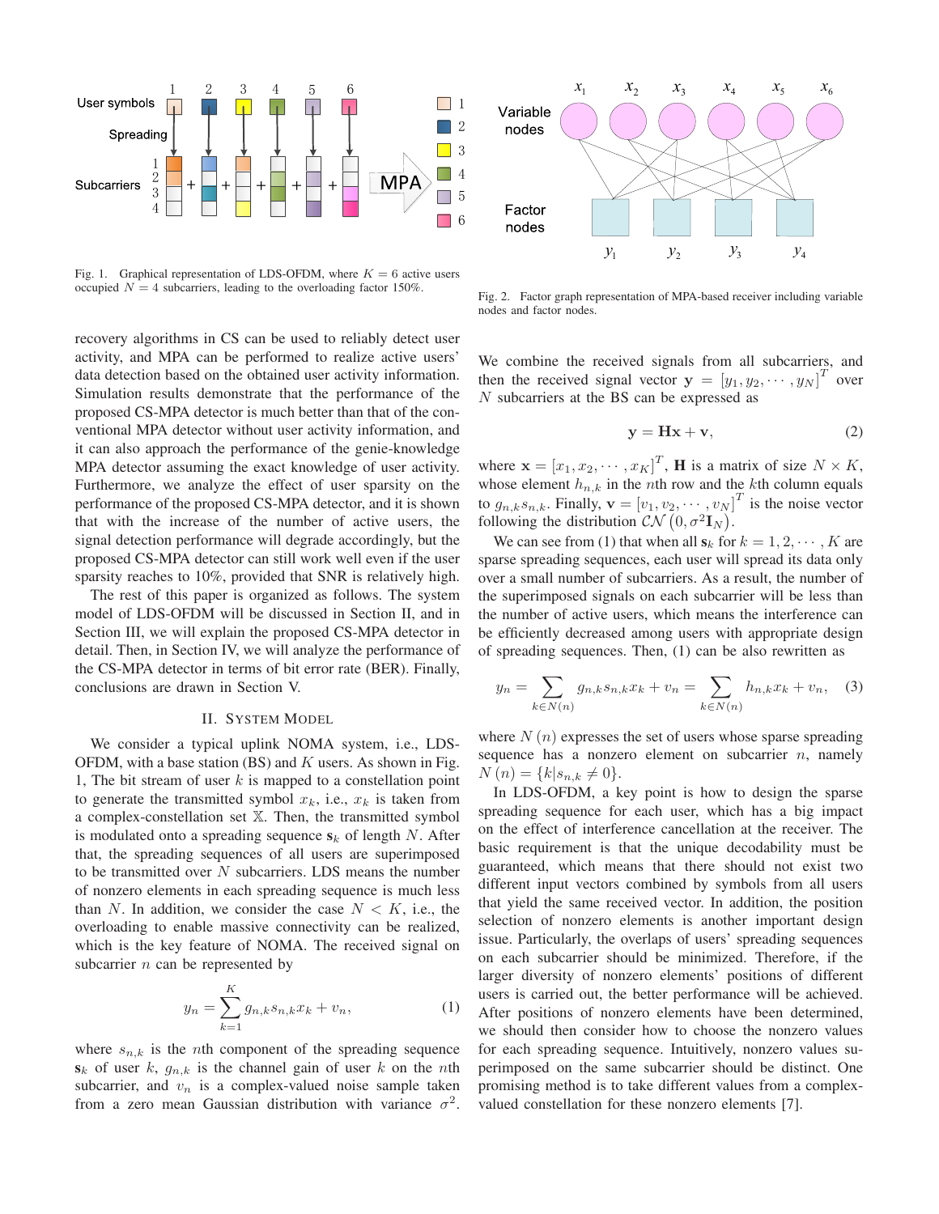Fig. 1. Graphical representation of LDS-OFDM, where $K = 6$ active users occupied $N = 4$ subcarriers, leading to the overloading factor 150%.

Fig. 2. Factor graph representation of MPA-based receiver including variable nodes and factor nodes.

recovery algorithms in CS can be used to reliably detect user activity, and MPA can be performed to realize active users' data detection based on the obtained user activity information. Simulation results demonstrate that the performance of the proposed CS-MPA detector is much better than that of the conventional MPA detector without user activity information, and it can also approach the performance of the genie-knowledge MPA detector assuming the exact knowledge of user activity. Furthermore, we analyze the effect of user sparsity on the performance of the proposed CS-MPA detector, and it is shown that with the increase of the number of active users, the signal detection performance will degrade accordingly, but the proposed CS-MPA detector can still work well even if the user sparsity reaches to 10%, provided that SNR is relatively high.

The rest of this paper is organized as follows. The system model of LDS-OFDM will be discussed in Section II, and in Section III, we will explain the proposed CS-MPA detector in detail. Then, in Section IV, we will analyze the performance of the CS-MPA detector in terms of bit error rate (BER). Finally, conclusions are drawn in Section V.

## II. System Model

We consider a typical uplink NOMA system, i.e., LDS-OFDM, with a base station (BS) and $K$ users. As shown in Fig. 1, The bit stream of user $k$ is mapped to a constellation point to generate the transmitted symbol $x_k$, i.e., $x_k$ is taken from a complex-constellation set $\mathbb{X}$. Then, the transmitted symbol is modulated onto a spreading sequence $\mathbf{s}_k$ of length $N$. After that, the spreading sequences of all users are superimposed to be transmitted over $N$ subcarriers. LDS means the number of nonzero elements in each spreading sequence is much less than $N$. In addition, we consider the case $N < K$, i.e., the overloading to enable massive connectivity can be realized, which is the key feature of NOMA. The received signal on subcarrier $n$ can be represented by

$$y_n = \sum_{k=1}^{K} g_{n,k} s_{n,k} x_k + v_n, \tag{1}$$

where $s_{n,k}$ is the $n$th component of the spreading sequence $\mathbf{s}_k$ of user $k$, $g_{n,k}$ is the channel gain of user $k$ on the $n$th subcarrier, and $v_n$ is a complex-valued noise sample taken from a zero mean Gaussian distribution with variance $\sigma^2$. We combine the received signals from all subcarriers, and then the received signal vector $\mathbf{y} = [y_1, y_2, \cdots, y_N]^T$ over $N$ subcarriers at the BS can be expressed as

$$\mathbf{y} = \mathbf{H}\mathbf{x} + \mathbf{v}, \tag{2}$$

where $\mathbf{x} = [x_1, x_2, \cdots, x_K]^T$, $\mathbf{H}$ is a matrix of size $N \times K$, whose element $h_{n,k}$ in the $n$th row and the $k$th column equals to $g_{n,k} s_{n,k}$. Finally, $\mathbf{v} = [v_1, v_2, \cdots, v_N]^T$ is the noise vector following the distribution $\mathcal{CN}(0, \sigma^2 \mathbf{I}_N)$.

We can see from (1) that when all $\mathbf{s}_k$ for $k = 1, 2, \cdots, K$ are sparse spreading sequences, each user will spread its data only over a small number of subcarriers. As a result, the number of the superimposed signals on each subcarrier will be less than the number of active users, which means the interference can be efficiently decreased among users with appropriate design of spreading sequences. Then, (1) can be also rewritten as

$$y_n = \sum_{k \in N(n)} g_{n,k} s_{n,k} x_k + v_n = \sum_{k \in N(n)} h_{n,k} x_k + v_n, \tag{3}$$

where $N(n)$ expresses the set of users whose sparse spreading sequence has a nonzero element on subcarrier $n$, namely $N(n) = \{k | s_{n,k} \neq 0\}$.

In LDS-OFDM, a key point is how to design the sparse spreading sequence for each user, which has a big impact on the effect of interference cancellation at the receiver. The basic requirement is that the unique decodability must be guaranteed, which means that there should not exist two different input vectors combined by symbols from all users that yield the same received vector. In addition, the position selection of nonzero elements is another important design issue. Particularly, the overlaps of users' spreading sequences on each subcarrier should be minimized. Therefore, if the larger diversity of nonzero elements' positions of different users is carried out, the better performance will be achieved. After positions of nonzero elements have been determined, we should then consider how to choose the nonzero values for each spreading sequence. Intuitively, nonzero values superimposed on the same subcarrier should be distinct. One promising method is to take different values from a complex-valued constellation for these nonzero elements [7].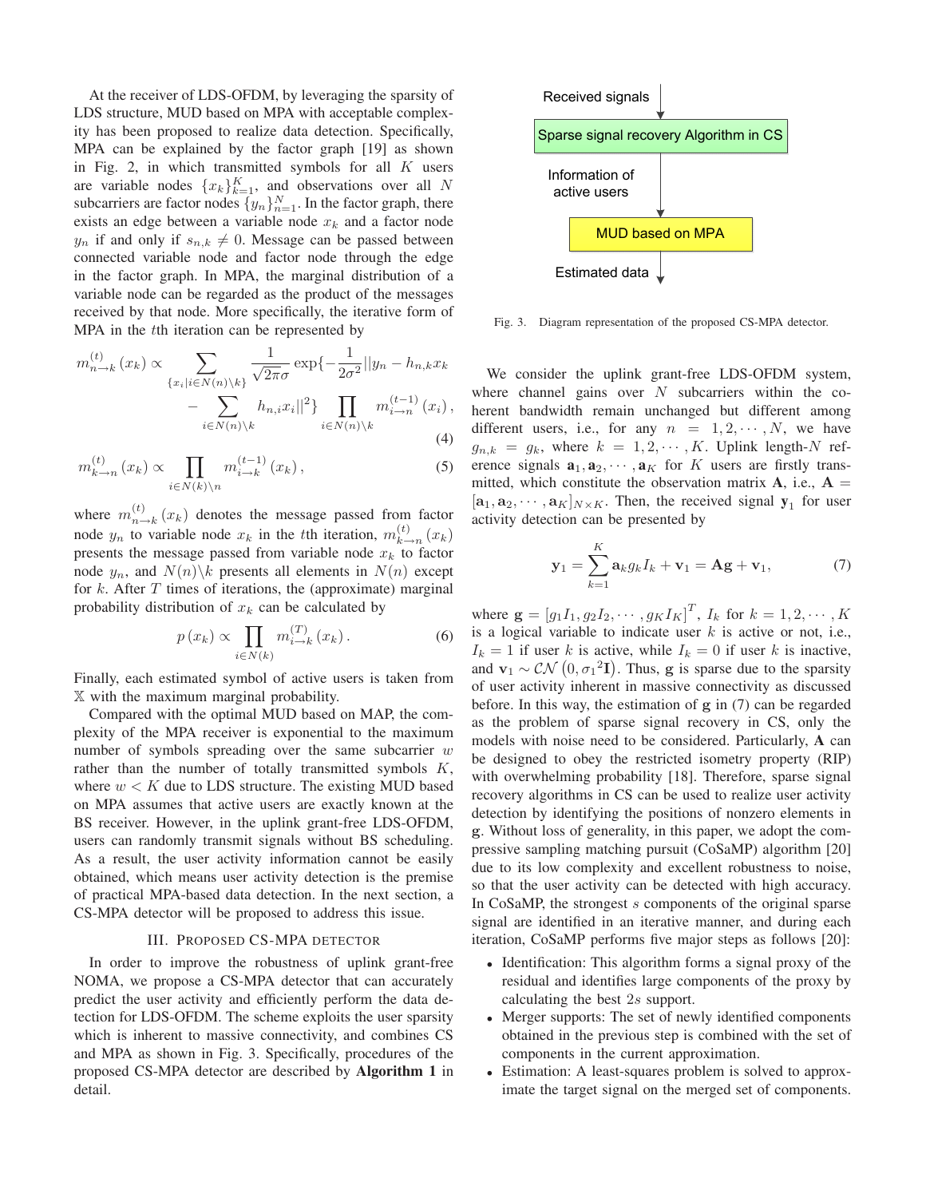At the receiver of LDS-OFDM, by leveraging the sparsity of LDS structure, MUD based on MPA with acceptable complexity has been proposed to realize data detection. Specifically, MPA can be explained by the factor graph [19] as shown in Fig. 2, in which transmitted symbols for all $K$ users are variable nodes $\{x_k\}_{k=1}^{K}$, and observations over all $N$ subcarriers are factor nodes $\{y_n\}_{n=1}^{N}$. In the factor graph, there exists an edge between a variable node $x_k$ and a factor node $y_n$ if and only if $s_{n,k} \neq 0$. Message can be passed between connected variable node and factor node through the edge in the factor graph. In MPA, the marginal distribution of a variable node can be regarded as the product of the messages received by that node. More specifically, the iterative form of MPA in the $t$th iteration can be represented by

$$m_{n\to k}^{(t)}(x_k) \propto \sum_{\{x_i|i\in N(n)\setminus k\}} \frac{1}{\sqrt{2\pi}\sigma} \exp\{-\frac{1}{2\sigma^2}||y_n - h_{n,k}x_k - \sum_{i\in N(n)\setminus k} h_{n,i}x_i||^2\} \prod_{i\in N(n)\setminus k} m_{i\to n}^{(t-1)}(x_i), \tag{4}$$

$$m_{k\to n}^{(t)}(x_k) \propto \prod_{i\in N(k)\setminus n} m_{i\to k}^{(t-1)}(x_k), \tag{5}$$

where $m_{n\to k}^{(t)}(x_k)$ denotes the message passed from factor node $y_n$ to variable node $x_k$ in the $t$th iteration, $m_{k\to n}^{(t)}(x_k)$ presents the message passed from variable node $x_k$ to factor node $y_n$, and $N(n)\setminus k$ presents all elements in $N(n)$ except for $k$. After $T$ times of iterations, the (approximate) marginal probability distribution of $x_k$ can be calculated by

$$p(x_k) \propto \prod_{i\in N(k)} m_{i\to k}^{(T)}(x_k). \tag{6}$$

Finally, each estimated symbol of active users is taken from $\mathbb{X}$ with the maximum marginal probability.

Compared with the optimal MUD based on MAP, the complexity of the MPA receiver is exponential to the maximum number of symbols spreading over the same subcarrier $w$ rather than the number of totally transmitted symbols $K$, where $w < K$ due to LDS structure. The existing MUD based on MPA assumes that active users are exactly known at the BS receiver. However, in the uplink grant-free LDS-OFDM, users can randomly transmit signals without BS scheduling. As a result, the user activity information cannot be easily obtained, which means user activity detection is the premise of practical MPA-based data detection. In the next section, a CS-MPA detector will be proposed to address this issue.

## III. Proposed CS-MPA Detector

In order to improve the robustness of uplink grant-free NOMA, we propose a CS-MPA detector that can accurately predict the user activity and efficiently perform the data detection for LDS-OFDM. The scheme exploits the user sparsity which is inherent to massive connectivity, and combines CS and MPA as shown in Fig. 3. Specifically, procedures of the proposed CS-MPA detector are described by **Algorithm 1** in detail.

Received signals → Sparse signal recovery Algorithm in CS → Information of active users → MUD based on MPA → Estimated data

Fig. 3. Diagram representation of the proposed CS-MPA detector.

We consider the uplink grant-free LDS-OFDM system, where channel gains over $N$ subcarriers within the coherent bandwidth remain unchanged but different among different users, i.e., for any $n = 1, 2, \cdots, N$, we have $g_{n,k} = g_k$, where $k = 1, 2, \cdots, K$. Uplink length-$N$ reference signals $\mathbf{a}_1, \mathbf{a}_2, \cdots, \mathbf{a}_K$ for $K$ users are firstly transmitted, which constitute the observation matrix $\mathbf{A}$, i.e., $\mathbf{A} = [\mathbf{a}_1, \mathbf{a}_2, \cdots, \mathbf{a}_K]_{N\times K}$. Then, the received signal $\mathbf{y}_1$ for user activity detection can be presented by

$$\mathbf{y}_1 = \sum_{k=1}^{K} \mathbf{a}_k g_k I_k + \mathbf{v}_1 = \mathbf{A}\mathbf{g} + \mathbf{v}_1, \tag{7}$$

where $\mathbf{g} = [g_1 I_1, g_2 I_2, \cdots, g_K I_K]^T$, $I_k$ for $k = 1, 2, \cdots, K$ is a logical variable to indicate user $k$ is active or not, i.e., $I_k = 1$ if user $k$ is active, while $I_k = 0$ if user $k$ is inactive, and $\mathbf{v}_1 \sim \mathcal{CN}(0, {\sigma_1}^2\mathbf{I})$. Thus, $\mathbf{g}$ is sparse due to the sparsity of user activity inherent in massive connectivity as discussed before. In this way, the estimation of $\mathbf{g}$ in (7) can be regarded as the problem of sparse signal recovery in CS, only the models with noise need to be considered. Particularly, $\mathbf{A}$ can be designed to obey the restricted isometry property (RIP) with overwhelming probability [18]. Therefore, sparse signal recovery algorithms in CS can be used to realize user activity detection by identifying the positions of nonzero elements in $\mathbf{g}$. Without loss of generality, in this paper, we adopt the compressive sampling matching pursuit (CoSaMP) algorithm [20] due to its low complexity and excellent robustness to noise, so that the user activity can be detected with high accuracy. In CoSaMP, the strongest $s$ components of the original sparse signal are identified in an iterative manner, and during each iteration, CoSaMP performs five major steps as follows [20]:

- Identification: This algorithm forms a signal proxy of the residual and identifies large components of the proxy by calculating the best $2s$ support.
- Merger supports: The set of newly identified components obtained in the previous step is combined with the set of components in the current approximation.
- Estimation: A least-squares problem is solved to approximate the target signal on the merged set of components.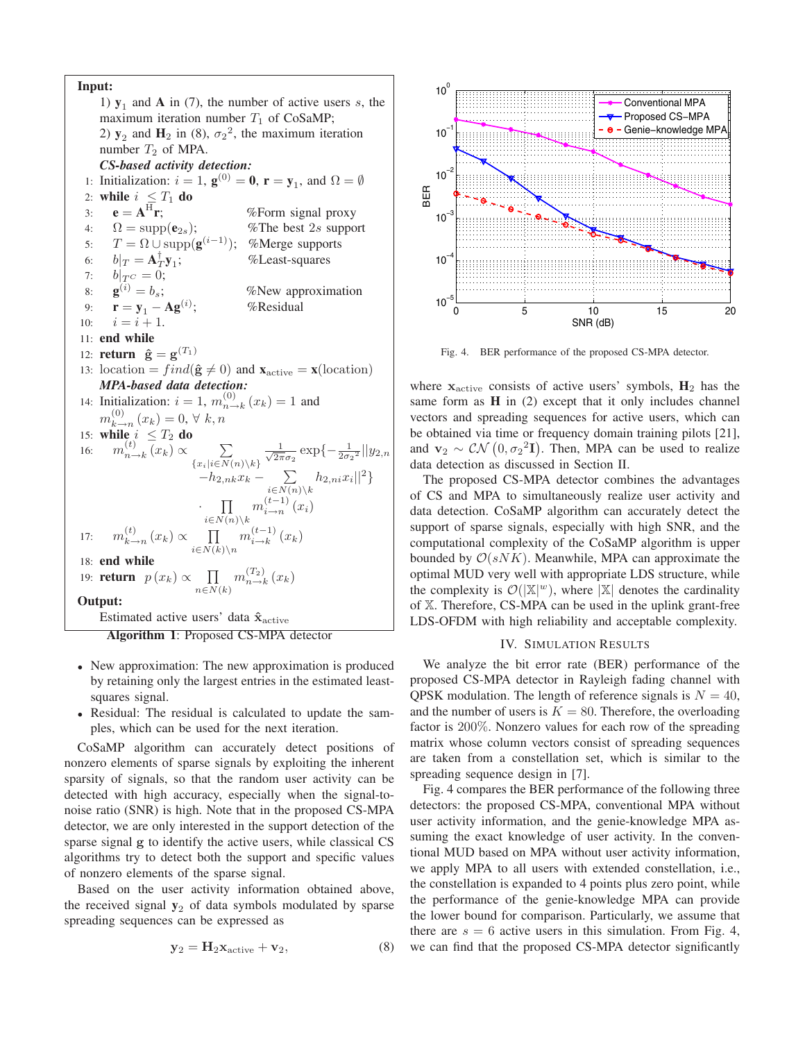**Input:**

1) $\mathbf{y}_1$ and $\mathbf{A}$ in (7), the number of active users $s$, the maximum iteration number $T_1$ of CoSaMP;

2) $\mathbf{y}_2$ and $\mathbf{H}_2$ in (8), $\sigma_2{}^2$, the maximum iteration number $T_2$ of MPA.

***CS-based activity detection:***

1: Initialization: $i = 1$, $\mathbf{g}^{(0)} = \mathbf{0}$, $\mathbf{r} = \mathbf{y}_1$, and $\Omega = \emptyset$

2: **while** $i \leq T_1$ **do**

3: $\quad \mathbf{e} = \mathbf{A}^{\mathrm{H}}\mathbf{r}$; %Form signal proxy

4: $\quad \Omega = \mathrm{supp}(\mathbf{e}_{2s})$; %The best $2s$ support

5: $\quad T = \Omega \cup \mathrm{supp}(\mathbf{g}^{(i-1)})$; %Merge supports

6: $\quad b|_T = \mathbf{A}_T^{\dagger}\mathbf{y}_1$; %Least-squares

7: $\quad b|_{T^C} = 0$;

8: $\quad \mathbf{g}^{(i)} = b_s$; %New approximation

9: $\quad \mathbf{r} = \mathbf{y}_1 - \mathbf{A}\mathbf{g}^{(i)}$; %Residual

10: $\quad i = i + 1$.

11: **end while**

12: **return** $\hat{\mathbf{g}} = \mathbf{g}^{(T_1)}$

13: location $= find(\hat{\mathbf{g}} \neq 0)$ and $\mathbf{x}_{\text{active}} = \mathbf{x}(\text{location})$

***MPA-based data detection:***

14: Initialization: $i = 1$, $m_{n\to k}^{(0)}(x_k) = 1$ and $m_{k\to n}^{(0)}(x_k) = 0$, $\forall\, k, n$

15: **while** $i \leq T_2$ **do**

16: $$m_{n\to k}^{(t)}(x_k) \propto \sum_{\{x_i | i\in N(n)\backslash k\}} \frac{1}{\sqrt{2\pi}\sigma_2} \exp\{-\frac{1}{2\sigma_2{}^2}||y_{2,n} - h_{2,nk}x_k - \sum_{i\in N(n)\backslash k} h_{2,ni}x_i||^2\} \cdot \prod_{i\in N(n)\backslash k} m_{i\to n}^{(t-1)}(x_i)$$

17: $$m_{k\to n}^{(t)}(x_k) \propto \prod_{i\in N(k)\backslash n} m_{i\to k}^{(t-1)}(x_k)$$

18: **end while**

19: **return** $p(x_k) \propto \prod_{n\in N(k)} m_{n\to k}^{(T_2)}(x_k)$

**Output:**

Estimated active users' data $\hat{\mathbf{x}}_{\text{active}}$

**Algorithm 1**: Proposed CS-MPA detector

- New approximation: The new approximation is produced by retaining only the largest entries in the estimated least-squares signal.
- Residual: The residual is calculated to update the samples, which can be used for the next iteration.

CoSaMP algorithm can accurately detect positions of nonzero elements of sparse signals by exploiting the inherent sparsity of signals, so that the random user activity can be detected with high accuracy, especially when the signal-to-noise ratio (SNR) is high. Note that in the proposed CS-MPA detector, we are only interested in the support detection of the sparse signal $\mathbf{g}$ to identify the active users, while classical CS algorithms try to detect both the support and specific values of nonzero elements of the sparse signal.

Based on the user activity information obtained above, the received signal $\mathbf{y}_2$ of data symbols modulated by sparse spreading sequences can be expressed as

$$\mathbf{y}_2 = \mathbf{H}_2\mathbf{x}_{\text{active}} + \mathbf{v}_2, \tag{8}$$

Fig. 4. BER performance of the proposed CS-MPA detector.

where $\mathbf{x}_{\text{active}}$ consists of active users' symbols, $\mathbf{H}_2$ has the same form as $\mathbf{H}$ in (2) except that it only includes channel vectors and spreading sequences for active users, which can be obtained via time or frequency domain training pilots [21], and $\mathbf{v}_2 \sim \mathcal{CN}\left(0, \sigma_2{}^2\mathbf{I}\right)$. Then, MPA can be used to realize data detection as discussed in Section II.

The proposed CS-MPA detector combines the advantages of CS and MPA to simultaneously realize user activity and data detection. CoSaMP algorithm can accurately detect the support of sparse signals, especially with high SNR, and the computational complexity of the CoSaMP algorithm is upper bounded by $\mathcal{O}(sNK)$. Meanwhile, MPA can approximate the optimal MUD very well with appropriate LDS structure, while the complexity is $\mathcal{O}(|\mathbb{X}|^w)$, where $|\mathbb{X}|$ denotes the cardinality of $\mathbb{X}$. Therefore, CS-MPA can be used in the uplink grant-free LDS-OFDM with high reliability and acceptable complexity.

## IV. Simulation Results

We analyze the bit error rate (BER) performance of the proposed CS-MPA detector in Rayleigh fading channel with QPSK modulation. The length of reference signals is $N = 40$, and the number of users is $K = 80$. Therefore, the overloading factor is 200%. Nonzero values for each row of the spreading matrix whose column vectors consist of spreading sequences are taken from a constellation set, which is similar to the spreading sequence design in [7].

Fig. 4 compares the BER performance of the following three detectors: the proposed CS-MPA, conventional MPA without user activity information, and the genie-knowledge MPA assuming the exact knowledge of user activity. In the conventional MUD based on MPA without user activity information, we apply MPA to all users with extended constellation, i.e., the constellation is expanded to 4 points plus zero point, while the performance of the genie-knowledge MPA can provide the lower bound for comparison. Particularly, we assume that there are $s = 6$ active users in this simulation. From Fig. 4, we can find that the proposed CS-MPA detector significantly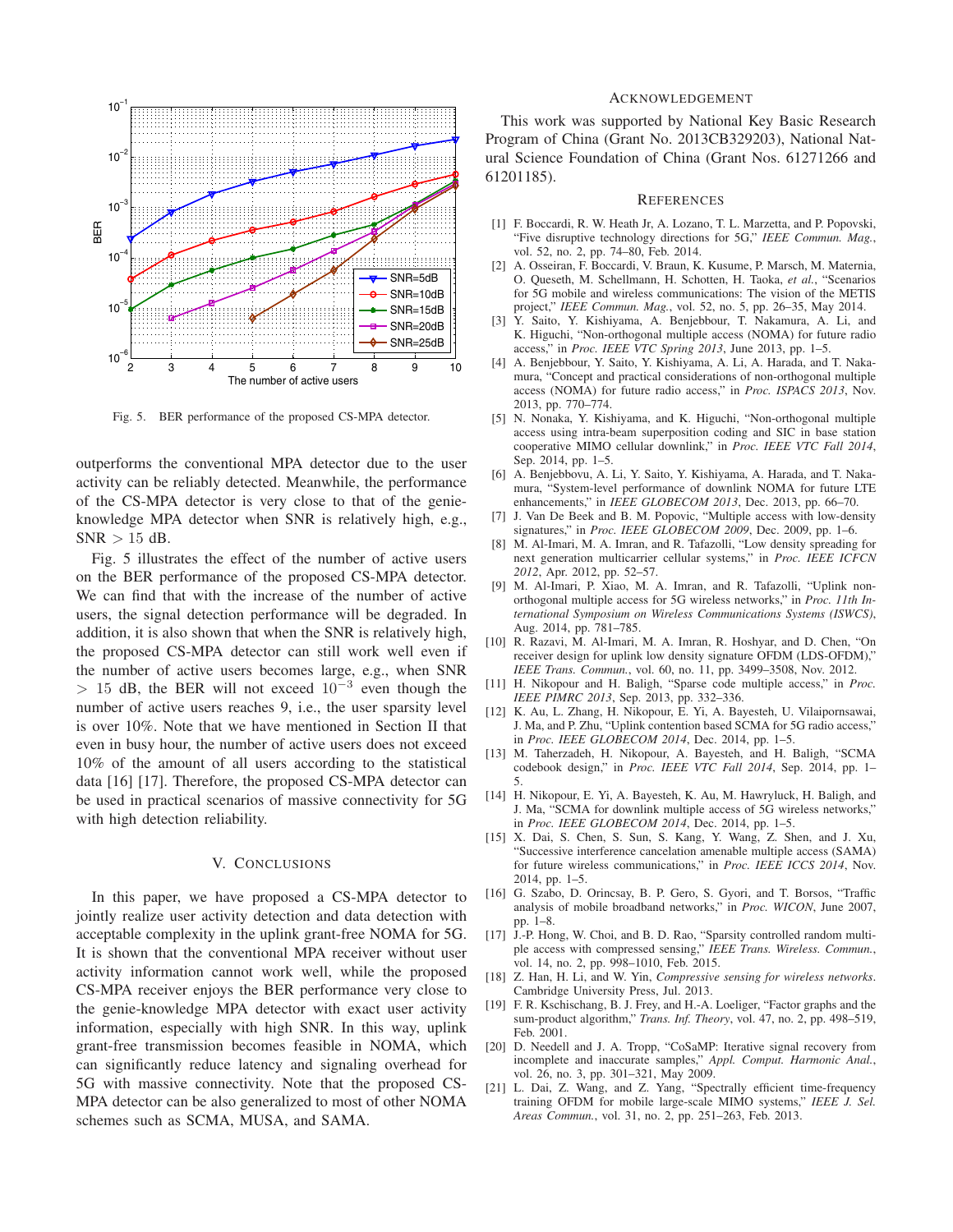$10^{-1}$
$10^{-2}$
$10^{-3}$
$10^{-4}$
$10^{-5}$
$10^{-6}$
BER
2 3 4 5 6 7 8 9 10
The number of active users
SNR=5dB
SNR=10dB
SNR=15dB
SNR=20dB
SNR=25dB

Fig. 5. BER performance of the proposed CS-MPA detector.

outperforms the conventional MPA detector due to the user activity can be reliably detected. Meanwhile, the performance of the CS-MPA detector is very close to that of the genie-knowledge MPA detector when SNR is relatively high, e.g., SNR $> 15$ dB.

Fig. 5 illustrates the effect of the number of active users on the BER performance of the proposed CS-MPA detector. We can find that with the increase of the number of active users, the signal detection performance will be degraded. In addition, it is also shown that when the SNR is relatively high, the proposed CS-MPA detector can still work well even if the number of active users becomes large, e.g., when SNR $> 15$ dB, the BER will not exceed $10^{-3}$ even though the number of active users reaches 9, i.e., the user sparsity level is over 10%. Note that we have mentioned in Section II that even in busy hour, the number of active users does not exceed 10% of the amount of all users according to the statistical data [16] [17]. Therefore, the proposed CS-MPA detector can be used in practical scenarios of massive connectivity for 5G with high detection reliability.

## V. Conclusions

In this paper, we have proposed a CS-MPA detector to jointly realize user activity detection and data detection with acceptable complexity in the uplink grant-free NOMA for 5G. It is shown that the conventional MPA receiver without user activity information cannot work well, while the proposed CS-MPA receiver enjoys the BER performance very close to the genie-knowledge MPA detector with exact user activity information, especially with high SNR. In this way, uplink grant-free transmission becomes feasible in NOMA, which can significantly reduce latency and signaling overhead for 5G with massive connectivity. Note that the proposed CS-MPA detector can be also generalized to most of other NOMA schemes such as SCMA, MUSA, and SAMA.

## Acknowledgement

This work was supported by National Key Basic Research Program of China (Grant No. 2013CB329203), National Natural Science Foundation of China (Grant Nos. 61271266 and 61201185).

## References

[1] F. Boccardi, R. W. Heath Jr, A. Lozano, T. L. Marzetta, and P. Popovski, "Five disruptive technology directions for 5G," *IEEE Commun. Mag.*, vol. 52, no. 2, pp. 74–80, Feb. 2014.

[2] A. Osseiran, F. Boccardi, V. Braun, K. Kusume, P. Marsch, M. Maternia, O. Queseth, M. Schellmann, H. Schotten, H. Taoka, *et al.*, "Scenarios for 5G mobile and wireless communications: The vision of the METIS project," *IEEE Commun. Mag.*, vol. 52, no. 5, pp. 26–35, May 2014.

[3] Y. Saito, Y. Kishiyama, A. Benjebbour, T. Nakamura, A. Li, and K. Higuchi, "Non-orthogonal multiple access (NOMA) for future radio access," in *Proc. IEEE VTC Spring 2013*, June 2013, pp. 1–5.

[4] A. Benjebbour, Y. Saito, Y. Kishiyama, A. Li, A. Harada, and T. Nakamura, "Concept and practical considerations of non-orthogonal multiple access (NOMA) for future radio access," in *Proc. ISPACS 2013*, Nov. 2013, pp. 770–774.

[5] N. Nonaka, Y. Kishiyama, and K. Higuchi, "Non-orthogonal multiple access using intra-beam superposition coding and SIC in base station cooperative MIMO cellular downlink," in *Proc. IEEE VTC Fall 2014*, Sep. 2014, pp. 1–5.

[6] A. Benjebbovu, A. Li, Y. Saito, Y. Kishiyama, A. Harada, and T. Nakamura, "System-level performance of downlink NOMA for future LTE enhancements," in *IEEE GLOBECOM 2013*, Dec. 2013, pp. 66–70.

[7] J. Van De Beek and B. M. Popovic, "Multiple access with low-density signatures," in *Proc. IEEE GLOBECOM 2009*, Dec. 2009, pp. 1–6.

[8] M. Al-Imari, M. A. Imran, and R. Tafazolli, "Low density spreading for next generation multicarrier cellular systems," in *Proc. IEEE ICFCN 2012*, Apr. 2012, pp. 52–57.

[9] M. Al-Imari, P. Xiao, M. A. Imran, and R. Tafazolli, "Uplink non-orthogonal multiple access for 5G wireless networks," in *Proc. 11th International Symposium on Wireless Communications Systems (ISWCS)*, Aug. 2014, pp. 781–785.

[10] R. Razavi, M. Al-Imari, M. A. Imran, R. Hoshyar, and D. Chen, "On receiver design for uplink low density signature OFDM (LDS-OFDM)," *IEEE Trans. Commun.*, vol. 60, no. 11, pp. 3499–3508, Nov. 2012.

[11] H. Nikopour and H. Baligh, "Sparse code multiple access," in *Proc. IEEE PIMRC 2013*, Sep. 2013, pp. 332–336.

[12] K. Au, L. Zhang, H. Nikopour, E. Yi, A. Bayesteh, U. Vilaipornsawai, J. Ma, and P. Zhu, "Uplink contention based SCMA for 5G radio access," in *Proc. IEEE GLOBECOM 2014*, Dec. 2014, pp. 1–5.

[13] M. Taherzadeh, H. Nikopour, A. Bayesteh, and H. Baligh, "SCMA codebook design," in *Proc. IEEE VTC Fall 2014*, Sep. 2014, pp. 1–5.

[14] H. Nikopour, E. Yi, A. Bayesteh, K. Au, M. Hawryluck, H. Baligh, and J. Ma, "SCMA for downlink multiple access of 5G wireless networks," in *Proc. IEEE GLOBECOM 2014*, Dec. 2014, pp. 1–5.

[15] X. Dai, S. Chen, S. Sun, S. Kang, Y. Wang, Z. Shen, and J. Xu, "Successive interference cancelation amenable multiple access (SAMA) for future wireless communications," in *Proc. IEEE ICCS 2014*, Nov. 2014, pp. 1–5.

[16] G. Szabo, D. Orincsay, B. P. Gero, S. Gyori, and T. Borsos, "Traffic analysis of mobile broadband networks," in *Proc. WICON*, June 2007, pp. 1–8.

[17] J.-P. Hong, W. Choi, and B. D. Rao, "Sparsity controlled random multiple access with compressed sensing," *IEEE Trans. Wireless. Commun.*, vol. 14, no. 2, pp. 998–1010, Feb. 2015.

[18] Z. Han, H. Li, and W. Yin, *Compressive sensing for wireless networks*. Cambridge University Press, Jul. 2013.

[19] F. R. Kschischang, B. J. Frey, and H.-A. Loeliger, "Factor graphs and the sum-product algorithm," *Trans. Inf. Theory*, vol. 47, no. 2, pp. 498–519, Feb. 2001.

[20] D. Needell and J. A. Tropp, "CoSaMP: Iterative signal recovery from incomplete and inaccurate samples," *Appl. Comput. Harmonic Anal.*, vol. 26, no. 3, pp. 301–321, May 2009.

[21] L. Dai, Z. Wang, and Z. Yang, "Spectrally efficient time-frequency training OFDM for mobile large-scale MIMO systems," *IEEE J. Sel. Areas Commun.*, vol. 31, no. 2, pp. 251–263, Feb. 2013.